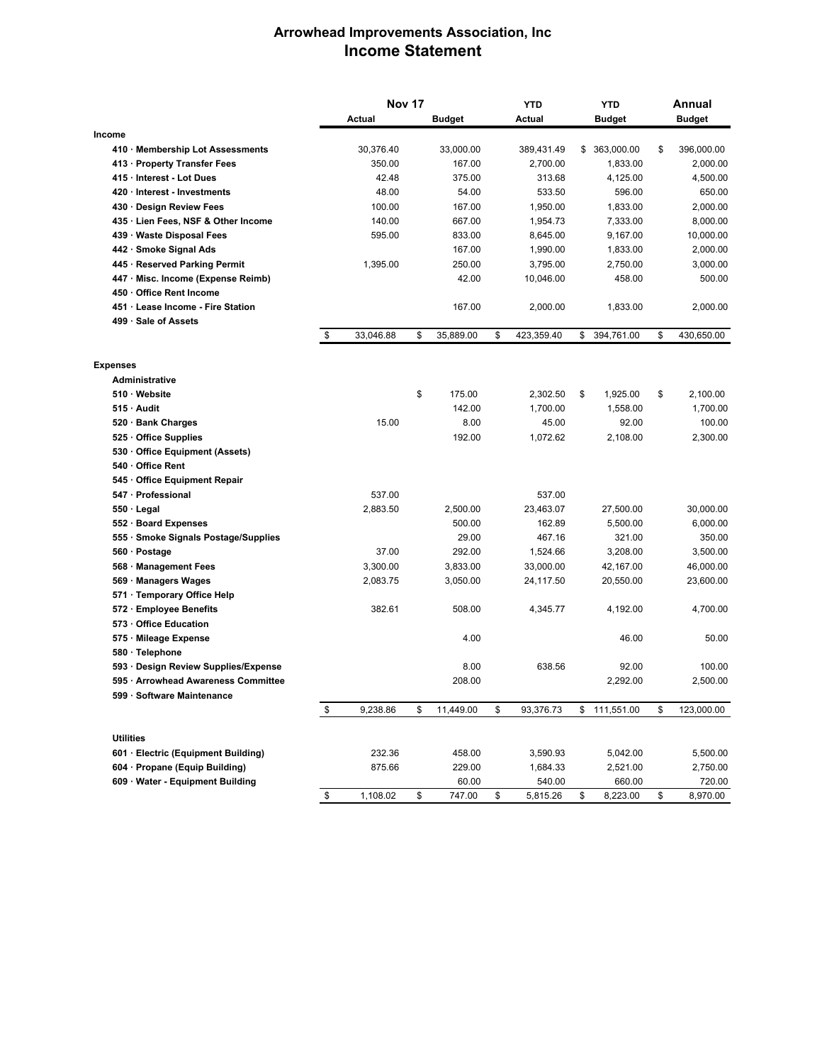# Arrowhead Improvements Association, Inc
## Income Statement

| | Nov 17 Actual | Nov 17 Budget | YTD Actual | YTD Budget | Annual Budget |
|---|---|---|---|---|---|
| **Income** | | | | | |
| 410 · Membership Lot Assessments | 30,376.40 | 33,000.00 | 389,431.49 | $ 363,000.00 | $ 396,000.00 |
| 413 · Property Transfer Fees | 350.00 | 167.00 | 2,700.00 | 1,833.00 | 2,000.00 |
| 415 · Interest - Lot Dues | 42.48 | 375.00 | 313.68 | 4,125.00 | 4,500.00 |
| 420 · Interest - Investments | 48.00 | 54.00 | 533.50 | 596.00 | 650.00 |
| 430 · Design Review Fees | 100.00 | 167.00 | 1,950.00 | 1,833.00 | 2,000.00 |
| 435 · Lien Fees, NSF & Other Income | 140.00 | 667.00 | 1,954.73 | 7,333.00 | 8,000.00 |
| 439 · Waste Disposal Fees | 595.00 | 833.00 | 8,645.00 | 9,167.00 | 10,000.00 |
| 442 · Smoke Signal Ads | | 167.00 | 1,990.00 | 1,833.00 | 2,000.00 |
| 445 · Reserved Parking Permit | 1,395.00 | 250.00 | 3,795.00 | 2,750.00 | 3,000.00 |
| 447 · Misc. Income (Expense Reimb) | | 42.00 | 10,046.00 | 458.00 | 500.00 |
| 450 · Office Rent Income | | | | | |
| 451 · Lease Income - Fire Station | | 167.00 | 2,000.00 | 1,833.00 | 2,000.00 |
| 499 · Sale of Assets | | | | | |
| | $ 33,046.88 | $ 35,889.00 | $ 423,359.40 | $ 394,761.00 | $ 430,650.00 |
| **Expenses** | | | | | |
| **Administrative** | | | | | |
| 510 · Website | | $ 175.00 | 2,302.50 | $ 1,925.00 | $ 2,100.00 |
| 515 · Audit | | 142.00 | 1,700.00 | 1,558.00 | 1,700.00 |
| 520 · Bank Charges | 15.00 | 8.00 | 45.00 | 92.00 | 100.00 |
| 525 · Office Supplies | | 192.00 | 1,072.62 | 2,108.00 | 2,300.00 |
| 530 · Office Equipment (Assets) | | | | | |
| 540 · Office Rent | | | | | |
| 545 · Office Equipment Repair | | | | | |
| 547 · Professional | 537.00 | | 537.00 | | |
| 550 · Legal | 2,883.50 | 2,500.00 | 23,463.07 | 27,500.00 | 30,000.00 |
| 552 · Board Expenses | | 500.00 | 162.89 | 5,500.00 | 6,000.00 |
| 555 · Smoke Signals Postage/Supplies | | 29.00 | 467.16 | 321.00 | 350.00 |
| 560 · Postage | 37.00 | 292.00 | 1,524.66 | 3,208.00 | 3,500.00 |
| 568 · Management Fees | 3,300.00 | 3,833.00 | 33,000.00 | 42,167.00 | 46,000.00 |
| 569 · Managers Wages | 2,083.75 | 3,050.00 | 24,117.50 | 20,550.00 | 23,600.00 |
| 571 · Temporary Office Help | | | | | |
| 572 · Employee Benefits | 382.61 | 508.00 | 4,345.77 | 4,192.00 | 4,700.00 |
| 573 · Office Education | | | | | |
| 575 · Mileage Expense | | 4.00 | | 46.00 | 50.00 |
| 580 · Telephone | | | | | |
| 593 · Design Review Supplies/Expense | | 8.00 | 638.56 | 92.00 | 100.00 |
| 595 · Arrowhead Awareness Committee | | 208.00 | | 2,292.00 | 2,500.00 |
| 599 · Software Maintenance | | | | | |
| | $ 9,238.86 | $ 11,449.00 | $ 93,376.73 | $ 111,551.00 | $ 123,000.00 |
| **Utilities** | | | | | |
| 601 · Electric (Equipment Building) | 232.36 | 458.00 | 3,590.93 | 5,042.00 | 5,500.00 |
| 604 · Propane (Equip Building) | 875.66 | 229.00 | 1,684.33 | 2,521.00 | 2,750.00 |
| 609 · Water - Equipment Building | | 60.00 | 540.00 | 660.00 | 720.00 |
| | $ 1,108.02 | $ 747.00 | $ 5,815.26 | $ 8,223.00 | $ 8,970.00 |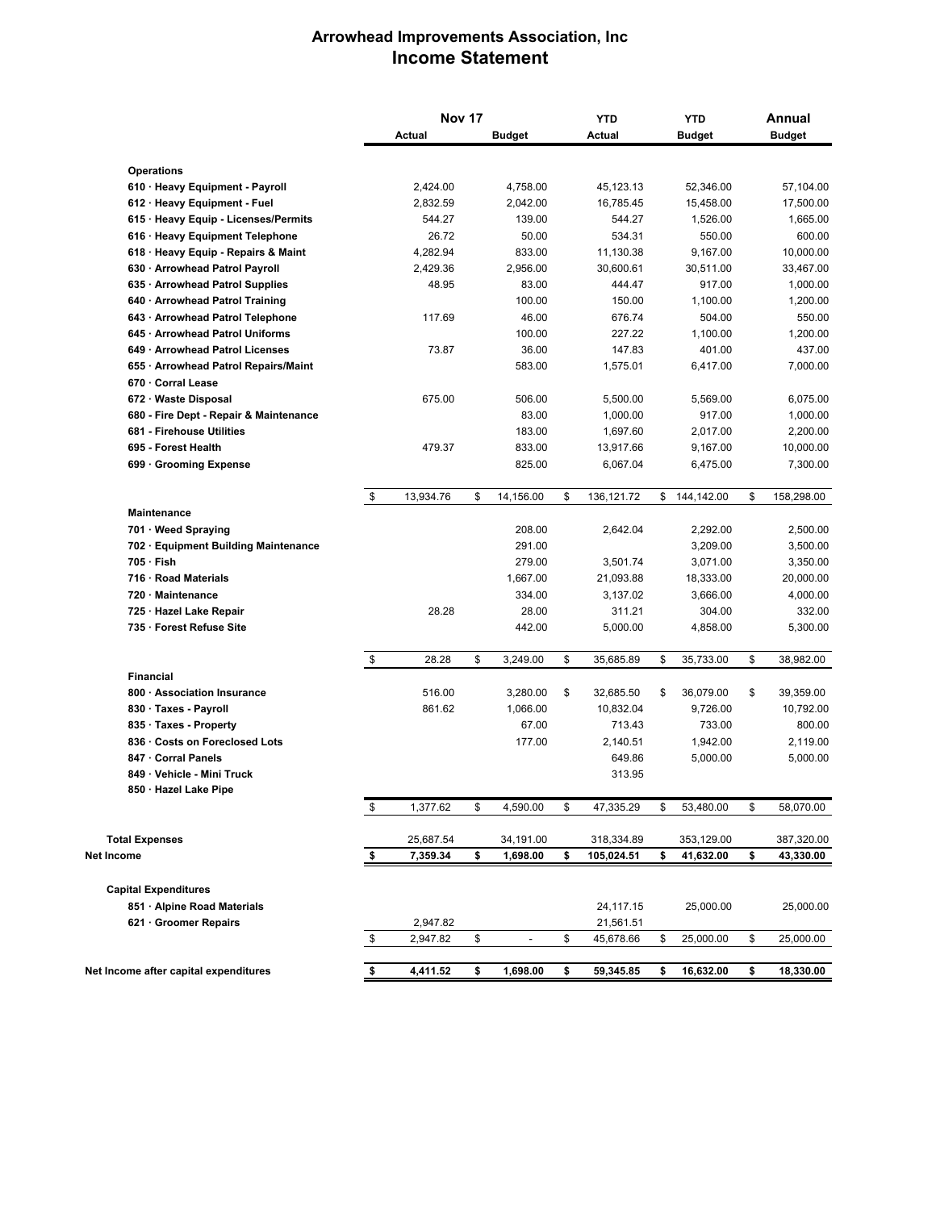# Arrowhead Improvements Association, Inc

## Income Statement

| | Nov 17 Actual | Nov 17 Budget | YTD Actual | YTD Budget | Annual Budget |
|---|---|---|---|---|---|
| **Operations** | | | | | |
| 610 · Heavy Equipment - Payroll | 2,424.00 | 4,758.00 | 45,123.13 | 52,346.00 | 57,104.00 |
| 612 · Heavy Equipment - Fuel | 2,832.59 | 2,042.00 | 16,785.45 | 15,458.00 | 17,500.00 |
| 615 · Heavy Equip - Licenses/Permits | 544.27 | 139.00 | 544.27 | 1,526.00 | 1,665.00 |
| 616 · Heavy Equipment Telephone | 26.72 | 50.00 | 534.31 | 550.00 | 600.00 |
| 618 · Heavy Equip - Repairs & Maint | 4,282.94 | 833.00 | 11,130.38 | 9,167.00 | 10,000.00 |
| 630 · Arrowhead Patrol Payroll | 2,429.36 | 2,956.00 | 30,600.61 | 30,511.00 | 33,467.00 |
| 635 · Arrowhead Patrol Supplies | 48.95 | 83.00 | 444.47 | 917.00 | 1,000.00 |
| 640 · Arrowhead Patrol Training | | 100.00 | 150.00 | 1,100.00 | 1,200.00 |
| 643 · Arrowhead Patrol Telephone | 117.69 | 46.00 | 676.74 | 504.00 | 550.00 |
| 645 · Arrowhead Patrol Uniforms | | 100.00 | 227.22 | 1,100.00 | 1,200.00 |
| 649 · Arrowhead Patrol Licenses | 73.87 | 36.00 | 147.83 | 401.00 | 437.00 |
| 655 · Arrowhead Patrol Repairs/Maint | | 583.00 | 1,575.01 | 6,417.00 | 7,000.00 |
| 670 · Corral Lease | | | | | |
| 672 · Waste Disposal | 675.00 | 506.00 | 5,500.00 | 5,569.00 | 6,075.00 |
| 680 - Fire Dept - Repair & Maintenance | | 83.00 | 1,000.00 | 917.00 | 1,000.00 |
| 681 - Firehouse Utilities | | 183.00 | 1,697.60 | 2,017.00 | 2,200.00 |
| 695 - Forest Health | 479.37 | 833.00 | 13,917.66 | 9,167.00 | 10,000.00 |
| 699 · Grooming Expense | | 825.00 | 6,067.04 | 6,475.00 | 7,300.00 |
| | $ 13,934.76 | $ 14,156.00 | $ 136,121.72 | $ 144,142.00 | $ 158,298.00 |
| **Maintenance** | | | | | |
| 701 · Weed Spraying | | 208.00 | 2,642.04 | 2,292.00 | 2,500.00 |
| 702 · Equipment Building Maintenance | | 291.00 | | 3,209.00 | 3,500.00 |
| 705 · Fish | | 279.00 | 3,501.74 | 3,071.00 | 3,350.00 |
| 716 · Road Materials | | 1,667.00 | 21,093.88 | 18,333.00 | 20,000.00 |
| 720 · Maintenance | | 334.00 | 3,137.02 | 3,666.00 | 4,000.00 |
| 725 · Hazel Lake Repair | 28.28 | 28.00 | 311.21 | 304.00 | 332.00 |
| 735 · Forest Refuse Site | | 442.00 | 5,000.00 | 4,858.00 | 5,300.00 |
| | $ 28.28 | $ 3,249.00 | $ 35,685.89 | $ 35,733.00 | $ 38,982.00 |
| **Financial** | | | | | |
| 800 · Association Insurance | 516.00 | 3,280.00 | $ 32,685.50 | $ 36,079.00 | $ 39,359.00 |
| 830 · Taxes - Payroll | 861.62 | 1,066.00 | 10,832.04 | 9,726.00 | 10,792.00 |
| 835 · Taxes - Property | | 67.00 | 713.43 | 733.00 | 800.00 |
| 836 · Costs on Foreclosed Lots | | 177.00 | 2,140.51 | 1,942.00 | 2,119.00 |
| 847 · Corral Panels | | | 649.86 | 5,000.00 | 5,000.00 |
| 849 · Vehicle - Mini Truck | | | 313.95 | | |
| 850 · Hazel Lake Pipe | | | | | |
| | $ 1,377.62 | $ 4,590.00 | $ 47,335.29 | $ 53,480.00 | $ 58,070.00 |
| **Total Expenses** | 25,687.54 | 34,191.00 | 318,334.89 | 353,129.00 | 387,320.00 |
| **Net Income** | **$ 7,359.34** | **$ 1,698.00** | **$ 105,024.51** | **$ 41,632.00** | **$ 43,330.00** |
| **Capital Expenditures** | | | | | |
| 851 · Alpine Road Materials | | | 24,117.15 | 25,000.00 | 25,000.00 |
| 621 · Groomer Repairs | 2,947.82 | | 21,561.51 | | |
| | $ 2,947.82 | $ - | $ 45,678.66 | $ 25,000.00 | $ 25,000.00 |
| **Net Income after capital expenditures** | **$ 4,411.52** | **$ 1,698.00** | **$ 59,345.85** | **$ 16,632.00** | **$ 18,330.00** |